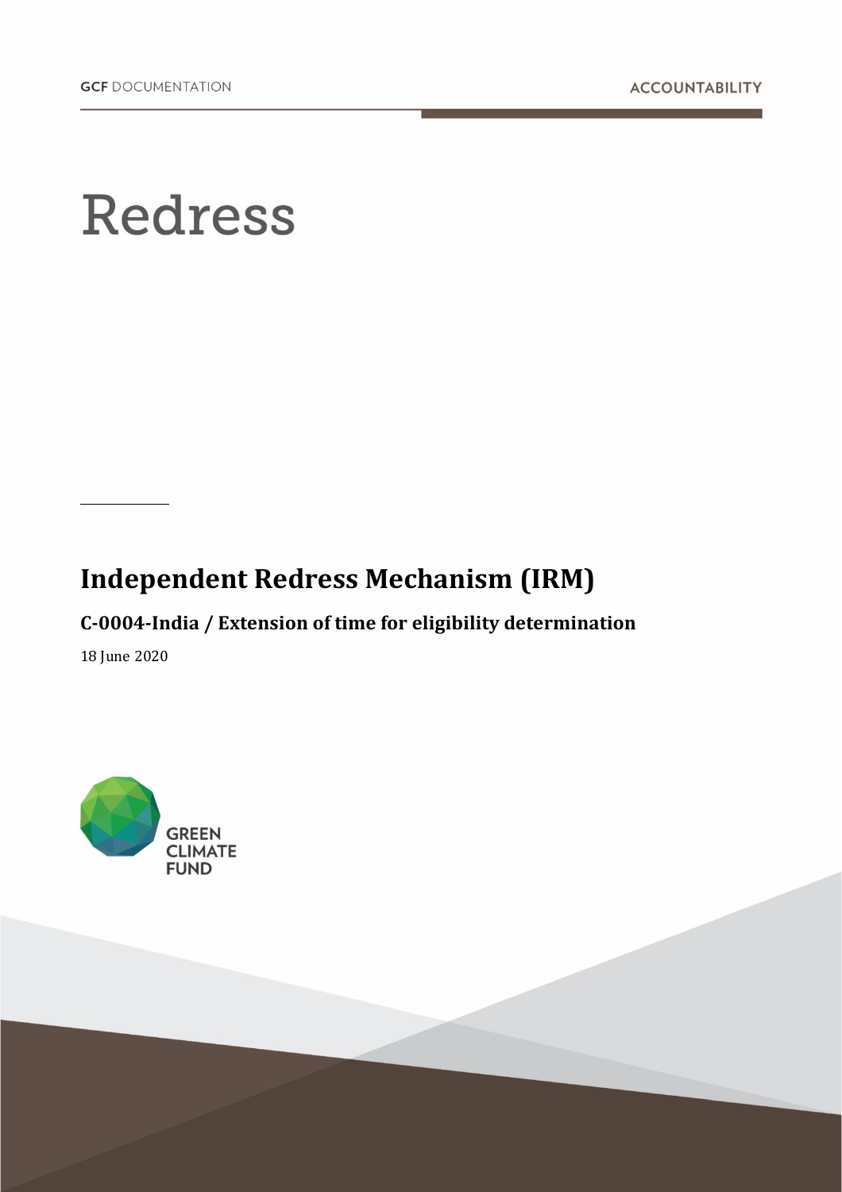GCF DOCUMENTATION

ACCOUNTABILITY

# Redress

## Independent Redress Mechanism (IRM)

### C-0004-India / Extension of time for eligibility determination

18 June 2020

GREEN CLIMATE FUND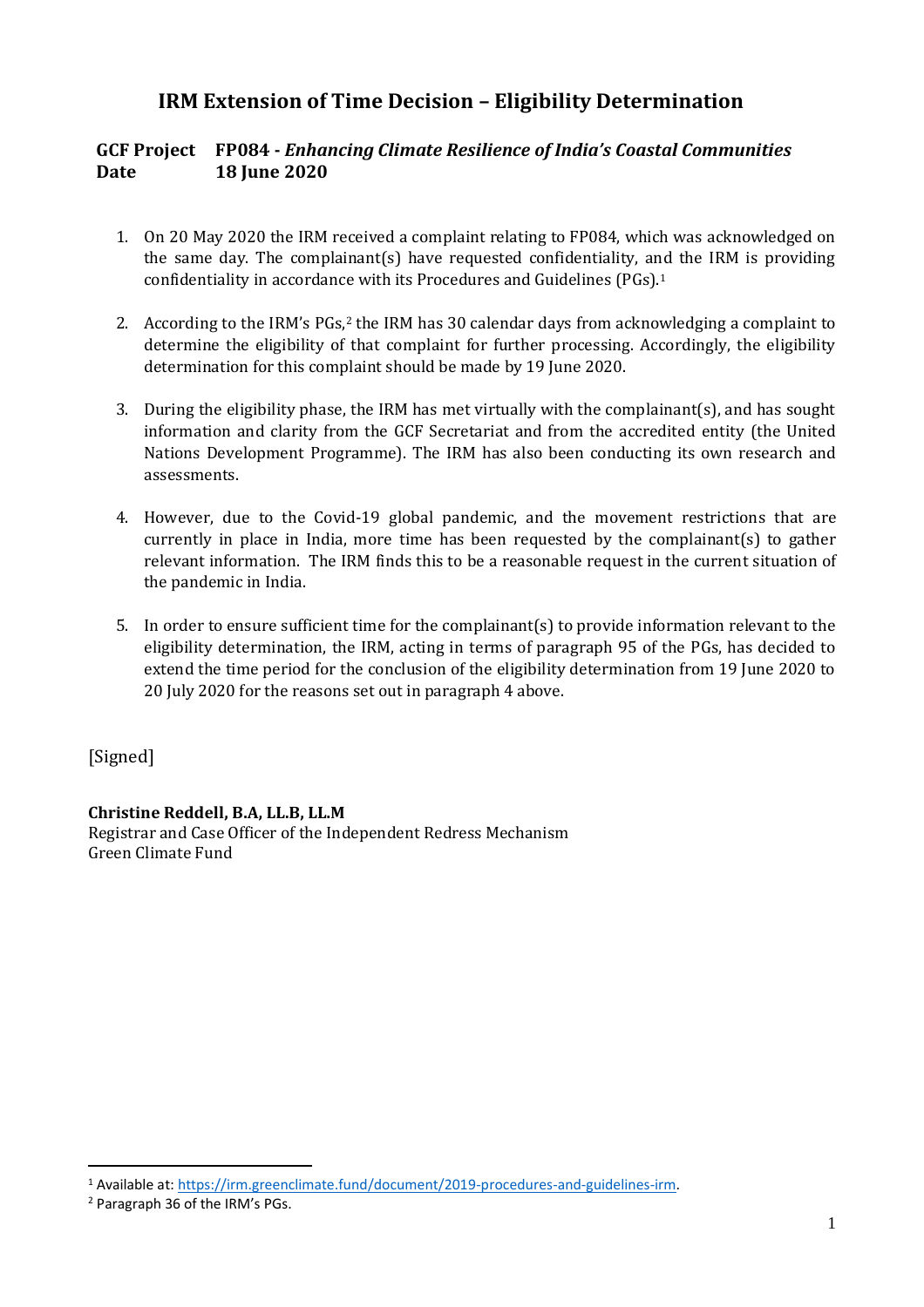# IRM Extension of Time Decision – Eligibility Determination

**GCF Project** **FP084 -** ***Enhancing Climate Resilience of India's Coastal Communities***
**Date** **18 June 2020**

1. On 20 May 2020 the IRM received a complaint relating to FP084, which was acknowledged on the same day. The complainant(s) have requested confidentiality, and the IRM is providing confidentiality in accordance with its Procedures and Guidelines (PGs).[1]

2. According to the IRM's PGs,[2] the IRM has 30 calendar days from acknowledging a complaint to determine the eligibility of that complaint for further processing. Accordingly, the eligibility determination for this complaint should be made by 19 June 2020.

3. During the eligibility phase, the IRM has met virtually with the complainant(s), and has sought information and clarity from the GCF Secretariat and from the accredited entity (the United Nations Development Programme). The IRM has also been conducting its own research and assessments.

4. However, due to the Covid-19 global pandemic, and the movement restrictions that are currently in place in India, more time has been requested by the complainant(s) to gather relevant information. The IRM finds this to be a reasonable request in the current situation of the pandemic in India.

5. In order to ensure sufficient time for the complainant(s) to provide information relevant to the eligibility determination, the IRM, acting in terms of paragraph 95 of the PGs, has decided to extend the time period for the conclusion of the eligibility determination from 19 June 2020 to 20 July 2020 for the reasons set out in paragraph 4 above.

[Signed]

**Christine Reddell, B.A, LL.B, LL.M**
Registrar and Case Officer of the Independent Redress Mechanism
Green Climate Fund

[1] Available at: https://irm.greenclimate.fund/document/2019-procedures-and-guidelines-irm.

[2] Paragraph 36 of the IRM's PGs.